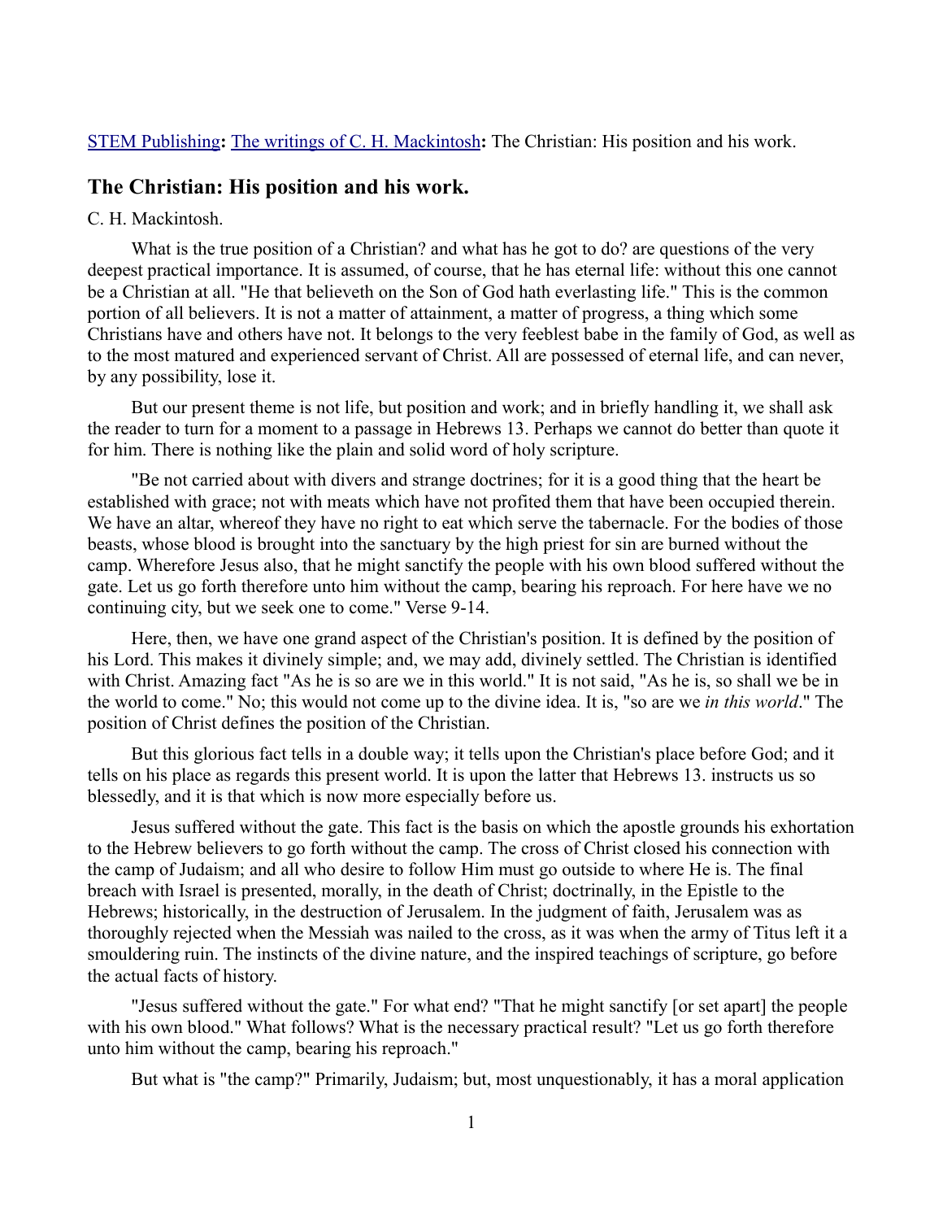STEM Publishing**:** The writings of C. H. Mackintosh**:** The Christian: His position and his work.

## The Christian: His position and his work.

C. H. Mackintosh.

What is the true position of a Christian? and what has he got to do? are questions of the very deepest practical importance. It is assumed, of course, that he has eternal life: without this one cannot be a Christian at all. "He that believeth on the Son of God hath everlasting life." This is the common portion of all believers. It is not a matter of attainment, a matter of progress, a thing which some Christians have and others have not. It belongs to the very feeblest babe in the family of God, as well as to the most matured and experienced servant of Christ. All are possessed of eternal life, and can never, by any possibility, lose it.

But our present theme is not life, but position and work; and in briefly handling it, we shall ask the reader to turn for a moment to a passage in Hebrews 13. Perhaps we cannot do better than quote it for him. There is nothing like the plain and solid word of holy scripture.

"Be not carried about with divers and strange doctrines; for it is a good thing that the heart be established with grace; not with meats which have not profited them that have been occupied therein. We have an altar, whereof they have no right to eat which serve the tabernacle. For the bodies of those beasts, whose blood is brought into the sanctuary by the high priest for sin are burned without the camp. Wherefore Jesus also, that he might sanctify the people with his own blood suffered without the gate. Let us go forth therefore unto him without the camp, bearing his reproach. For here have we no continuing city, but we seek one to come." Verse 9-14.

Here, then, we have one grand aspect of the Christian's position. It is defined by the position of his Lord. This makes it divinely simple; and, we may add, divinely settled. The Christian is identified with Christ. Amazing fact "As he is so are we in this world." It is not said, "As he is, so shall we be in the world to come." No; this would not come up to the divine idea. It is, "so are we *in this world*." The position of Christ defines the position of the Christian.

But this glorious fact tells in a double way; it tells upon the Christian's place before God; and it tells on his place as regards this present world. It is upon the latter that Hebrews 13. instructs us so blessedly, and it is that which is now more especially before us.

Jesus suffered without the gate. This fact is the basis on which the apostle grounds his exhortation to the Hebrew believers to go forth without the camp. The cross of Christ closed his connection with the camp of Judaism; and all who desire to follow Him must go outside to where He is. The final breach with Israel is presented, morally, in the death of Christ; doctrinally, in the Epistle to the Hebrews; historically, in the destruction of Jerusalem. In the judgment of faith, Jerusalem was as thoroughly rejected when the Messiah was nailed to the cross, as it was when the army of Titus left it a smouldering ruin. The instincts of the divine nature, and the inspired teachings of scripture, go before the actual facts of history.

"Jesus suffered without the gate." For what end? "That he might sanctify [or set apart] the people with his own blood." What follows? What is the necessary practical result? "Let us go forth therefore unto him without the camp, bearing his reproach."

But what is "the camp?" Primarily, Judaism; but, most unquestionably, it has a moral application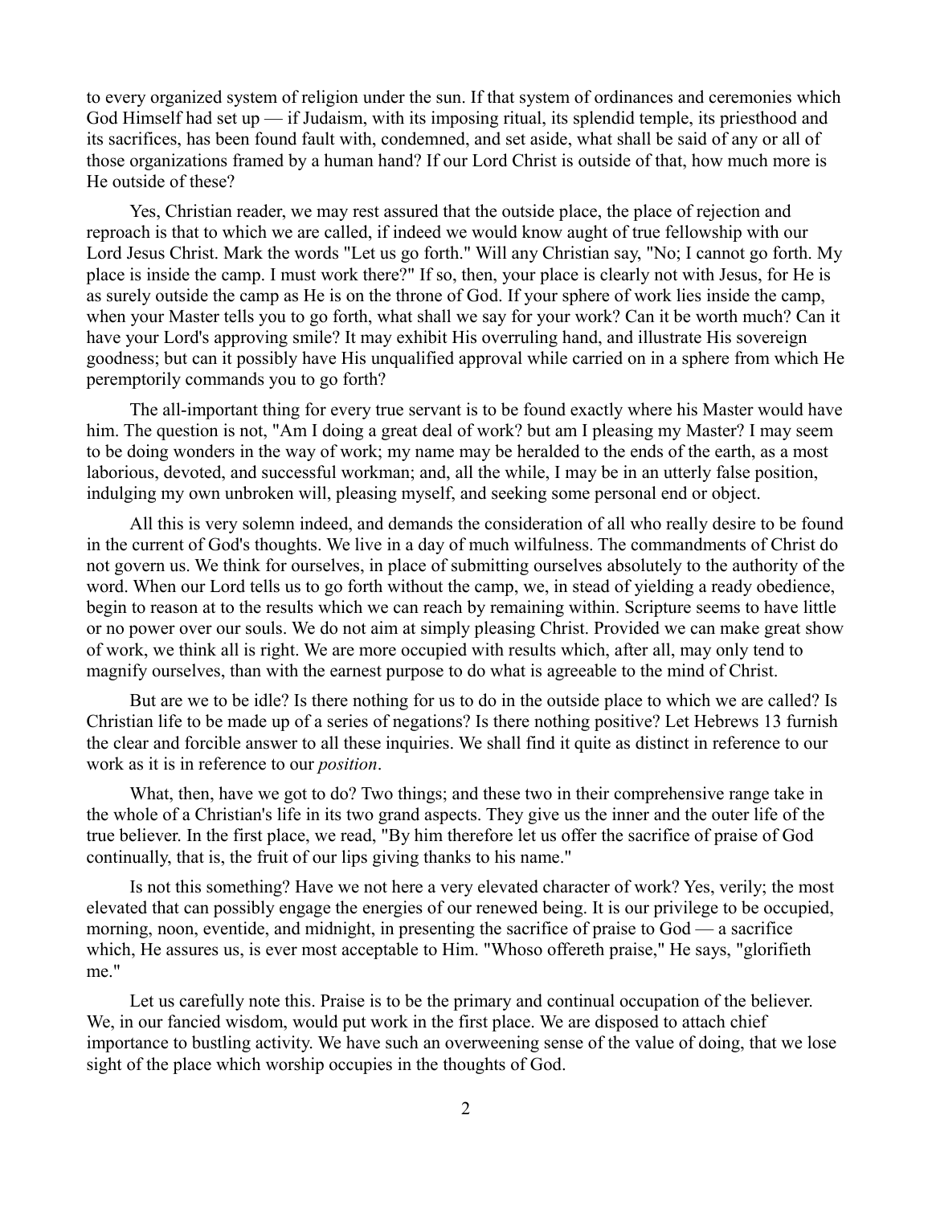to every organized system of religion under the sun. If that system of ordinances and ceremonies which God Himself had set up — if Judaism, with its imposing ritual, its splendid temple, its priesthood and its sacrifices, has been found fault with, condemned, and set aside, what shall be said of any or all of those organizations framed by a human hand? If our Lord Christ is outside of that, how much more is He outside of these?

Yes, Christian reader, we may rest assured that the outside place, the place of rejection and reproach is that to which we are called, if indeed we would know aught of true fellowship with our Lord Jesus Christ. Mark the words "Let us go forth." Will any Christian say, "No; I cannot go forth. My place is inside the camp. I must work there?" If so, then, your place is clearly not with Jesus, for He is as surely outside the camp as He is on the throne of God. If your sphere of work lies inside the camp, when your Master tells you to go forth, what shall we say for your work? Can it be worth much? Can it have your Lord's approving smile? It may exhibit His overruling hand, and illustrate His sovereign goodness; but can it possibly have His unqualified approval while carried on in a sphere from which He peremptorily commands you to go forth?

The all-important thing for every true servant is to be found exactly where his Master would have him. The question is not, "Am I doing a great deal of work? but am I pleasing my Master? I may seem to be doing wonders in the way of work; my name may be heralded to the ends of the earth, as a most laborious, devoted, and successful workman; and, all the while, I may be in an utterly false position, indulging my own unbroken will, pleasing myself, and seeking some personal end or object.

All this is very solemn indeed, and demands the consideration of all who really desire to be found in the current of God's thoughts. We live in a day of much wilfulness. The commandments of Christ do not govern us. We think for ourselves, in place of submitting ourselves absolutely to the authority of the word. When our Lord tells us to go forth without the camp, we, in stead of yielding a ready obedience, begin to reason at to the results which we can reach by remaining within. Scripture seems to have little or no power over our souls. We do not aim at simply pleasing Christ. Provided we can make great show of work, we think all is right. We are more occupied with results which, after all, may only tend to magnify ourselves, than with the earnest purpose to do what is agreeable to the mind of Christ.

But are we to be idle? Is there nothing for us to do in the outside place to which we are called? Is Christian life to be made up of a series of negations? Is there nothing positive? Let Hebrews 13 furnish the clear and forcible answer to all these inquiries. We shall find it quite as distinct in reference to our work as it is in reference to our *position*.

What, then, have we got to do? Two things; and these two in their comprehensive range take in the whole of a Christian's life in its two grand aspects. They give us the inner and the outer life of the true believer. In the first place, we read, "By him therefore let us offer the sacrifice of praise of God continually, that is, the fruit of our lips giving thanks to his name."

Is not this something? Have we not here a very elevated character of work? Yes, verily; the most elevated that can possibly engage the energies of our renewed being. It is our privilege to be occupied, morning, noon, eventide, and midnight, in presenting the sacrifice of praise to God — a sacrifice which, He assures us, is ever most acceptable to Him. "Whoso offereth praise," He says, "glorifieth me."

Let us carefully note this. Praise is to be the primary and continual occupation of the believer. We, in our fancied wisdom, would put work in the first place. We are disposed to attach chief importance to bustling activity. We have such an overweening sense of the value of doing, that we lose sight of the place which worship occupies in the thoughts of God.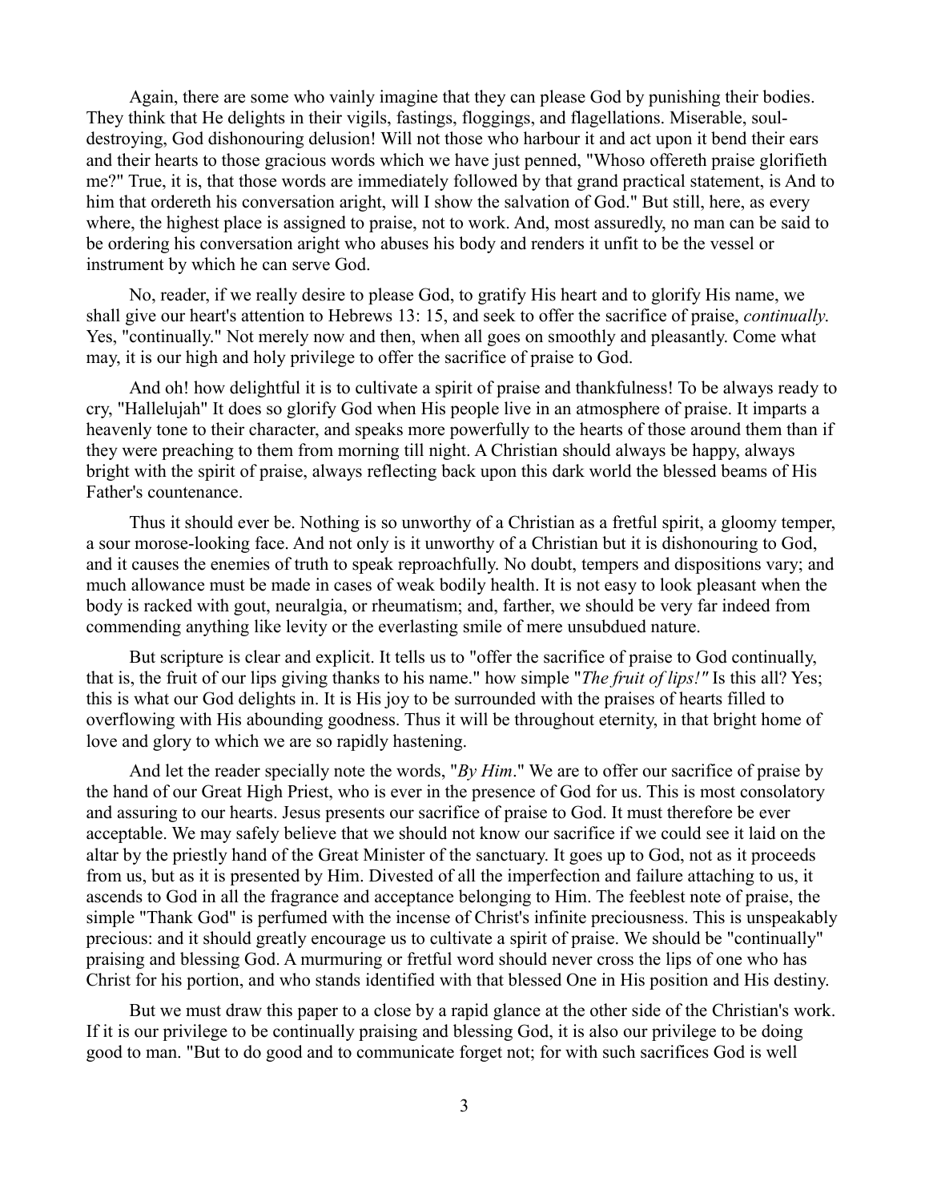Again, there are some who vainly imagine that they can please God by punishing their bodies. They think that He delights in their vigils, fastings, floggings, and flagellations. Miserable, soul-destroying, God dishonouring delusion! Will not those who harbour it and act upon it bend their ears and their hearts to those gracious words which we have just penned, "Whoso offereth praise glorifieth me?" True, it is, that those words are immediately followed by that grand practical statement, is And to him that ordereth his conversation aright, will I show the salvation of God." But still, here, as every where, the highest place is assigned to praise, not to work. And, most assuredly, no man can be said to be ordering his conversation aright who abuses his body and renders it unfit to be the vessel or instrument by which he can serve God.

No, reader, if we really desire to please God, to gratify His heart and to glorify His name, we shall give our heart's attention to Hebrews 13: 15, and seek to offer the sacrifice of praise, *continually.* Yes, "continually." Not merely now and then, when all goes on smoothly and pleasantly. Come what may, it is our high and holy privilege to offer the sacrifice of praise to God.

And oh! how delightful it is to cultivate a spirit of praise and thankfulness! To be always ready to cry, "Hallelujah" It does so glorify God when His people live in an atmosphere of praise. It imparts a heavenly tone to their character, and speaks more powerfully to the hearts of those around them than if they were preaching to them from morning till night. A Christian should always be happy, always bright with the spirit of praise, always reflecting back upon this dark world the blessed beams of His Father's countenance.

Thus it should ever be. Nothing is so unworthy of a Christian as a fretful spirit, a gloomy temper, a sour morose-looking face. And not only is it unworthy of a Christian but it is dishonouring to God, and it causes the enemies of truth to speak reproachfully. No doubt, tempers and dispositions vary; and much allowance must be made in cases of weak bodily health. It is not easy to look pleasant when the body is racked with gout, neuralgia, or rheumatism; and, farther, we should be very far indeed from commending anything like levity or the everlasting smile of mere unsubdued nature.

But scripture is clear and explicit. It tells us to "offer the sacrifice of praise to God continually, that is, the fruit of our lips giving thanks to his name." how simple "*The fruit of lips!"* Is this all? Yes; this is what our God delights in. It is His joy to be surrounded with the praises of hearts filled to overflowing with His abounding goodness. Thus it will be throughout eternity, in that bright home of love and glory to which we are so rapidly hastening.

And let the reader specially note the words, "*By Him*." We are to offer our sacrifice of praise by the hand of our Great High Priest, who is ever in the presence of God for us. This is most consolatory and assuring to our hearts. Jesus presents our sacrifice of praise to God. It must therefore be ever acceptable. We may safely believe that we should not know our sacrifice if we could see it laid on the altar by the priestly hand of the Great Minister of the sanctuary. It goes up to God, not as it proceeds from us, but as it is presented by Him. Divested of all the imperfection and failure attaching to us, it ascends to God in all the fragrance and acceptance belonging to Him. The feeblest note of praise, the simple "Thank God" is perfumed with the incense of Christ's infinite preciousness. This is unspeakably precious: and it should greatly encourage us to cultivate a spirit of praise. We should be "continually" praising and blessing God. A murmuring or fretful word should never cross the lips of one who has Christ for his portion, and who stands identified with that blessed One in His position and His destiny.

But we must draw this paper to a close by a rapid glance at the other side of the Christian's work. If it is our privilege to be continually praising and blessing God, it is also our privilege to be doing good to man. "But to do good and to communicate forget not; for with such sacrifices God is well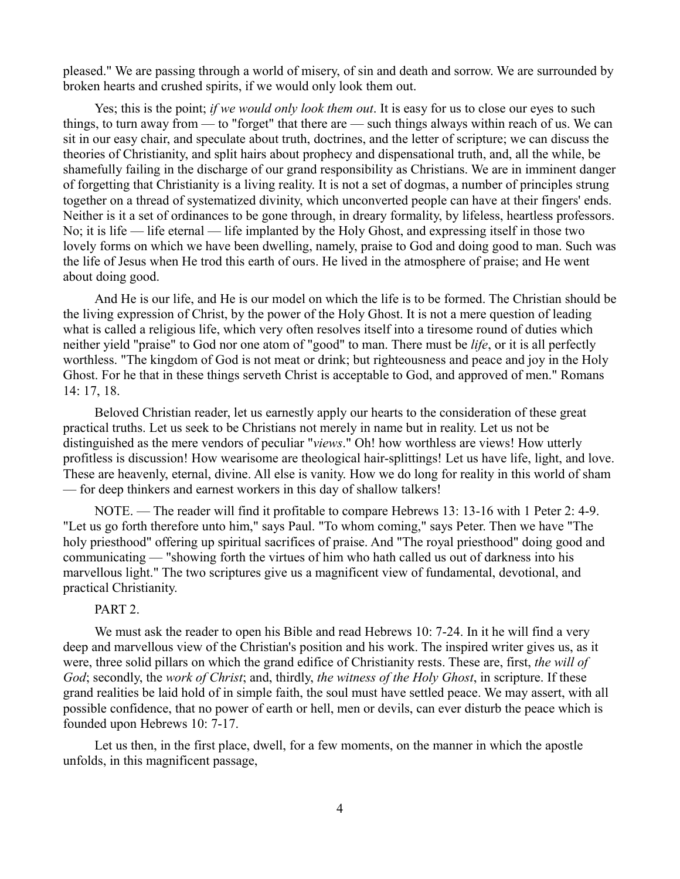pleased." We are passing through a world of misery, of sin and death and sorrow. We are surrounded by broken hearts and crushed spirits, if we would only look them out.

Yes; this is the point; *if we would only look them out*. It is easy for us to close our eyes to such things, to turn away from — to "forget" that there are — such things always within reach of us. We can sit in our easy chair, and speculate about truth, doctrines, and the letter of scripture; we can discuss the theories of Christianity, and split hairs about prophecy and dispensational truth, and, all the while, be shamefully failing in the discharge of our grand responsibility as Christians. We are in imminent danger of forgetting that Christianity is a living reality. It is not a set of dogmas, a number of principles strung together on a thread of systematized divinity, which unconverted people can have at their fingers' ends. Neither is it a set of ordinances to be gone through, in dreary formality, by lifeless, heartless professors. No; it is life — life eternal — life implanted by the Holy Ghost, and expressing itself in those two lovely forms on which we have been dwelling, namely, praise to God and doing good to man. Such was the life of Jesus when He trod this earth of ours. He lived in the atmosphere of praise; and He went about doing good.

And He is our life, and He is our model on which the life is to be formed. The Christian should be the living expression of Christ, by the power of the Holy Ghost. It is not a mere question of leading what is called a religious life, which very often resolves itself into a tiresome round of duties which neither yield "praise" to God nor one atom of "good" to man. There must be *life*, or it is all perfectly worthless. "The kingdom of God is not meat or drink; but righteousness and peace and joy in the Holy Ghost. For he that in these things serveth Christ is acceptable to God, and approved of men." Romans 14: 17, 18.

Beloved Christian reader, let us earnestly apply our hearts to the consideration of these great practical truths. Let us seek to be Christians not merely in name but in reality. Let us not be distinguished as the mere vendors of peculiar "*views*." Oh! how worthless are views! How utterly profitless is discussion! How wearisome are theological hair-splittings! Let us have life, light, and love. These are heavenly, eternal, divine. All else is vanity. How we do long for reality in this world of sham — for deep thinkers and earnest workers in this day of shallow talkers!

NOTE. — The reader will find it profitable to compare Hebrews 13: 13-16 with 1 Peter 2: 4-9. "Let us go forth therefore unto him," says Paul. "To whom coming," says Peter. Then we have "The holy priesthood" offering up spiritual sacrifices of praise. And "The royal priesthood" doing good and communicating — "showing forth the virtues of him who hath called us out of darkness into his marvellous light." The two scriptures give us a magnificent view of fundamental, devotional, and practical Christianity.

PART 2.

We must ask the reader to open his Bible and read Hebrews 10: 7-24. In it he will find a very deep and marvellous view of the Christian's position and his work. The inspired writer gives us, as it were, three solid pillars on which the grand edifice of Christianity rests. These are, first, *the will of God*; secondly, the *work of Christ*; and, thirdly, *the witness of the Holy Ghost*, in scripture. If these grand realities be laid hold of in simple faith, the soul must have settled peace. We may assert, with all possible confidence, that no power of earth or hell, men or devils, can ever disturb the peace which is founded upon Hebrews 10: 7-17.

Let us then, in the first place, dwell, for a few moments, on the manner in which the apostle unfolds, in this magnificent passage,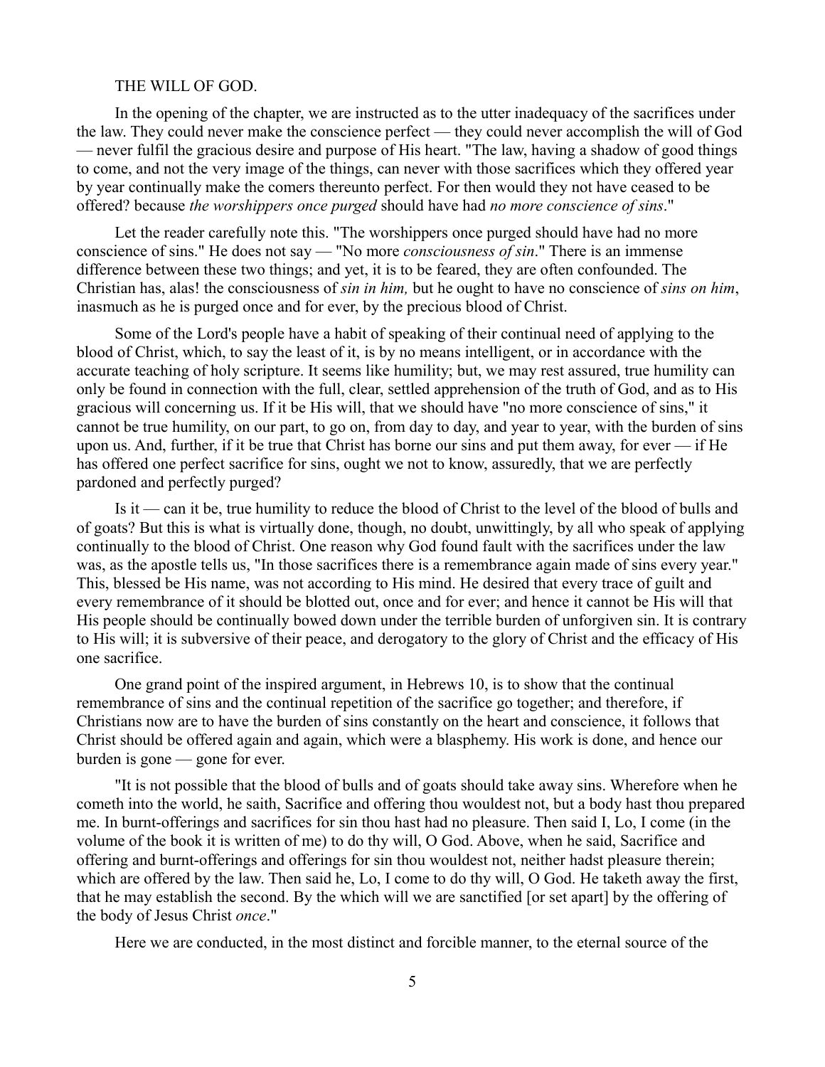THE WILL OF GOD.

In the opening of the chapter, we are instructed as to the utter inadequacy of the sacrifices under the law. They could never make the conscience perfect — they could never accomplish the will of God — never fulfil the gracious desire and purpose of His heart. "The law, having a shadow of good things to come, and not the very image of the things, can never with those sacrifices which they offered year by year continually make the comers thereunto perfect. For then would they not have ceased to be offered? because *the worshippers once purged* should have had *no more conscience of sins*."

Let the reader carefully note this. "The worshippers once purged should have had no more conscience of sins." He does not say — "No more *consciousness of sin*." There is an immense difference between these two things; and yet, it is to be feared, they are often confounded. The Christian has, alas! the consciousness of *sin in him,* but he ought to have no conscience of *sins on him*, inasmuch as he is purged once and for ever, by the precious blood of Christ.

Some of the Lord's people have a habit of speaking of their continual need of applying to the blood of Christ, which, to say the least of it, is by no means intelligent, or in accordance with the accurate teaching of holy scripture. It seems like humility; but, we may rest assured, true humility can only be found in connection with the full, clear, settled apprehension of the truth of God, and as to His gracious will concerning us. If it be His will, that we should have "no more conscience of sins," it cannot be true humility, on our part, to go on, from day to day, and year to year, with the burden of sins upon us. And, further, if it be true that Christ has borne our sins and put them away, for ever — if He has offered one perfect sacrifice for sins, ought we not to know, assuredly, that we are perfectly pardoned and perfectly purged?

Is it — can it be, true humility to reduce the blood of Christ to the level of the blood of bulls and of goats? But this is what is virtually done, though, no doubt, unwittingly, by all who speak of applying continually to the blood of Christ. One reason why God found fault with the sacrifices under the law was, as the apostle tells us, "In those sacrifices there is a remembrance again made of sins every year." This, blessed be His name, was not according to His mind. He desired that every trace of guilt and every remembrance of it should be blotted out, once and for ever; and hence it cannot be His will that His people should be continually bowed down under the terrible burden of unforgiven sin. It is contrary to His will; it is subversive of their peace, and derogatory to the glory of Christ and the efficacy of His one sacrifice.

One grand point of the inspired argument, in Hebrews 10, is to show that the continual remembrance of sins and the continual repetition of the sacrifice go together; and therefore, if Christians now are to have the burden of sins constantly on the heart and conscience, it follows that Christ should be offered again and again, which were a blasphemy. His work is done, and hence our burden is gone — gone for ever.

"It is not possible that the blood of bulls and of goats should take away sins. Wherefore when he cometh into the world, he saith, Sacrifice and offering thou wouldest not, but a body hast thou prepared me. In burnt-offerings and sacrifices for sin thou hast had no pleasure. Then said I, Lo, I come (in the volume of the book it is written of me) to do thy will, O God. Above, when he said, Sacrifice and offering and burnt-offerings and offerings for sin thou wouldest not, neither hadst pleasure therein; which are offered by the law. Then said he, Lo, I come to do thy will, O God. He taketh away the first, that he may establish the second. By the which will we are sanctified [or set apart] by the offering of the body of Jesus Christ *once*."

Here we are conducted, in the most distinct and forcible manner, to the eternal source of the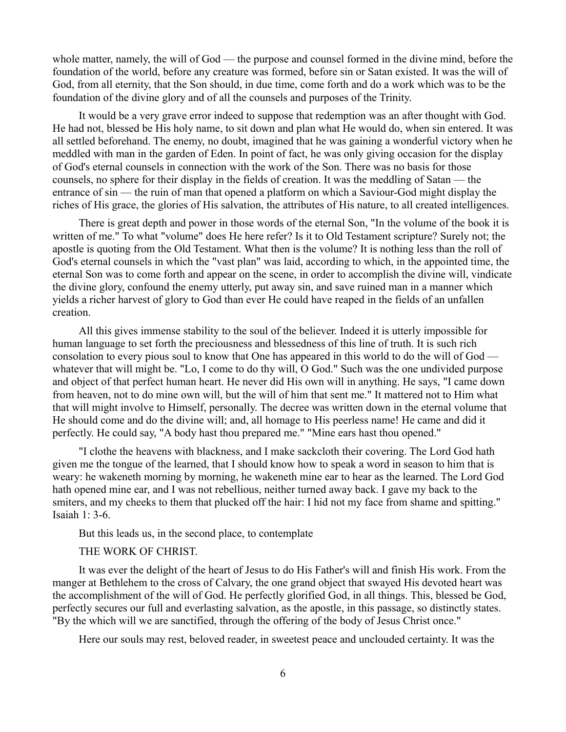whole matter, namely, the will of God — the purpose and counsel formed in the divine mind, before the foundation of the world, before any creature was formed, before sin or Satan existed. It was the will of God, from all eternity, that the Son should, in due time, come forth and do a work which was to be the foundation of the divine glory and of all the counsels and purposes of the Trinity.

It would be a very grave error indeed to suppose that redemption was an after thought with God. He had not, blessed be His holy name, to sit down and plan what He would do, when sin entered. It was all settled beforehand. The enemy, no doubt, imagined that he was gaining a wonderful victory when he meddled with man in the garden of Eden. In point of fact, he was only giving occasion for the display of God's eternal counsels in connection with the work of the Son. There was no basis for those counsels, no sphere for their display in the fields of creation. It was the meddling of Satan — the entrance of sin — the ruin of man that opened a platform on which a Saviour-God might display the riches of His grace, the glories of His salvation, the attributes of His nature, to all created intelligences.

There is great depth and power in those words of the eternal Son, "In the volume of the book it is written of me." To what "volume" does He here refer? Is it to Old Testament scripture? Surely not; the apostle is quoting from the Old Testament. What then is the volume? It is nothing less than the roll of God's eternal counsels in which the "vast plan" was laid, according to which, in the appointed time, the eternal Son was to come forth and appear on the scene, in order to accomplish the divine will, vindicate the divine glory, confound the enemy utterly, put away sin, and save ruined man in a manner which yields a richer harvest of glory to God than ever He could have reaped in the fields of an unfallen creation.

All this gives immense stability to the soul of the believer. Indeed it is utterly impossible for human language to set forth the preciousness and blessedness of this line of truth. It is such rich consolation to every pious soul to know that One has appeared in this world to do the will of God — whatever that will might be. "Lo, I come to do thy will, O God." Such was the one undivided purpose and object of that perfect human heart. He never did His own will in anything. He says, "I came down from heaven, not to do mine own will, but the will of him that sent me." It mattered not to Him what that will might involve to Himself, personally. The decree was written down in the eternal volume that He should come and do the divine will; and, all homage to His peerless name! He came and did it perfectly. He could say, "A body hast thou prepared me." "Mine ears hast thou opened."

"I clothe the heavens with blackness, and I make sackcloth their covering. The Lord God hath given me the tongue of the learned, that I should know how to speak a word in season to him that is weary: he wakeneth morning by morning, he wakeneth mine ear to hear as the learned. The Lord God hath opened mine ear, and I was not rebellious, neither turned away back. I gave my back to the smiters, and my cheeks to them that plucked off the hair: I hid not my face from shame and spitting." Isaiah 1: 3-6.

But this leads us, in the second place, to contemplate

THE WORK OF CHRIST.

It was ever the delight of the heart of Jesus to do His Father's will and finish His work. From the manger at Bethlehem to the cross of Calvary, the one grand object that swayed His devoted heart was the accomplishment of the will of God. He perfectly glorified God, in all things. This, blessed be God, perfectly secures our full and everlasting salvation, as the apostle, in this passage, so distinctly states. "By the which will we are sanctified, through the offering of the body of Jesus Christ once."

Here our souls may rest, beloved reader, in sweetest peace and unclouded certainty. It was the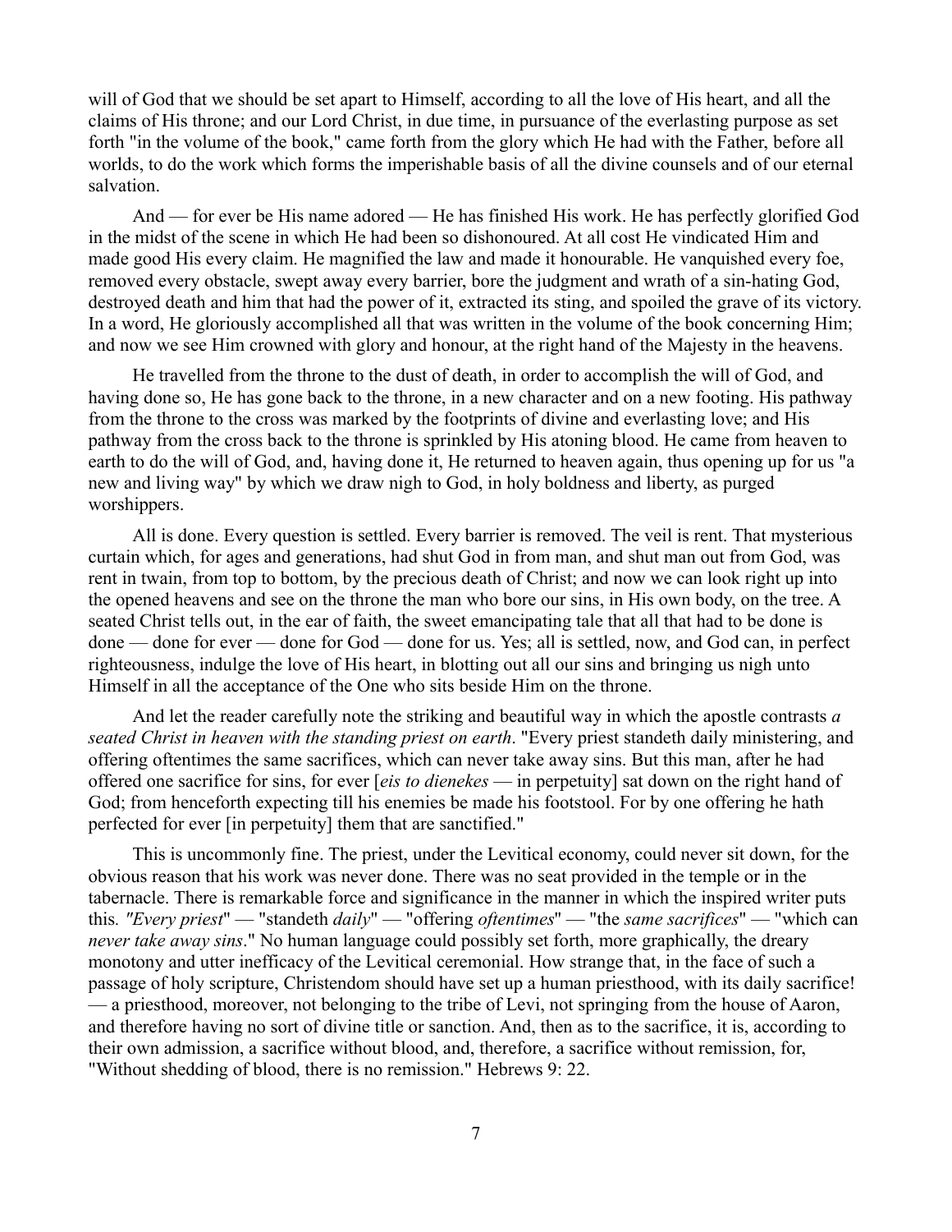will of God that we should be set apart to Himself, according to all the love of His heart, and all the claims of His throne; and our Lord Christ, in due time, in pursuance of the everlasting purpose as set forth "in the volume of the book," came forth from the glory which He had with the Father, before all worlds, to do the work which forms the imperishable basis of all the divine counsels and of our eternal salvation.

And — for ever be His name adored — He has finished His work. He has perfectly glorified God in the midst of the scene in which He had been so dishonoured. At all cost He vindicated Him and made good His every claim. He magnified the law and made it honourable. He vanquished every foe, removed every obstacle, swept away every barrier, bore the judgment and wrath of a sin-hating God, destroyed death and him that had the power of it, extracted its sting, and spoiled the grave of its victory. In a word, He gloriously accomplished all that was written in the volume of the book concerning Him; and now we see Him crowned with glory and honour, at the right hand of the Majesty in the heavens.

He travelled from the throne to the dust of death, in order to accomplish the will of God, and having done so, He has gone back to the throne, in a new character and on a new footing. His pathway from the throne to the cross was marked by the footprints of divine and everlasting love; and His pathway from the cross back to the throne is sprinkled by His atoning blood. He came from heaven to earth to do the will of God, and, having done it, He returned to heaven again, thus opening up for us "a new and living way" by which we draw nigh to God, in holy boldness and liberty, as purged worshippers.

All is done. Every question is settled. Every barrier is removed. The veil is rent. That mysterious curtain which, for ages and generations, had shut God in from man, and shut man out from God, was rent in twain, from top to bottom, by the precious death of Christ; and now we can look right up into the opened heavens and see on the throne the man who bore our sins, in His own body, on the tree. A seated Christ tells out, in the ear of faith, the sweet emancipating tale that all that had to be done is done — done for ever — done for God — done for us. Yes; all is settled, now, and God can, in perfect righteousness, indulge the love of His heart, in blotting out all our sins and bringing us nigh unto Himself in all the acceptance of the One who sits beside Him on the throne.

And let the reader carefully note the striking and beautiful way in which the apostle contrasts *a seated Christ in heaven with the standing priest on earth*. "Every priest standeth daily ministering, and offering oftentimes the same sacrifices, which can never take away sins. But this man, after he had offered one sacrifice for sins, for ever [*eis to dienekes* — in perpetuity] sat down on the right hand of God; from henceforth expecting till his enemies be made his footstool. For by one offering he hath perfected for ever [in perpetuity] them that are sanctified."

This is uncommonly fine. The priest, under the Levitical economy, could never sit down, for the obvious reason that his work was never done. There was no seat provided in the temple or in the tabernacle. There is remarkable force and significance in the manner in which the inspired writer puts this. *"Every priest*" — "standeth *daily*" — "offering *oftentimes*" — "the *same sacrifices*" — "which can *never take away sins*." No human language could possibly set forth, more graphically, the dreary monotony and utter inefficacy of the Levitical ceremonial. How strange that, in the face of such a passage of holy scripture, Christendom should have set up a human priesthood, with its daily sacrifice! — a priesthood, moreover, not belonging to the tribe of Levi, not springing from the house of Aaron, and therefore having no sort of divine title or sanction. And, then as to the sacrifice, it is, according to their own admission, a sacrifice without blood, and, therefore, a sacrifice without remission, for, "Without shedding of blood, there is no remission." Hebrews 9: 22.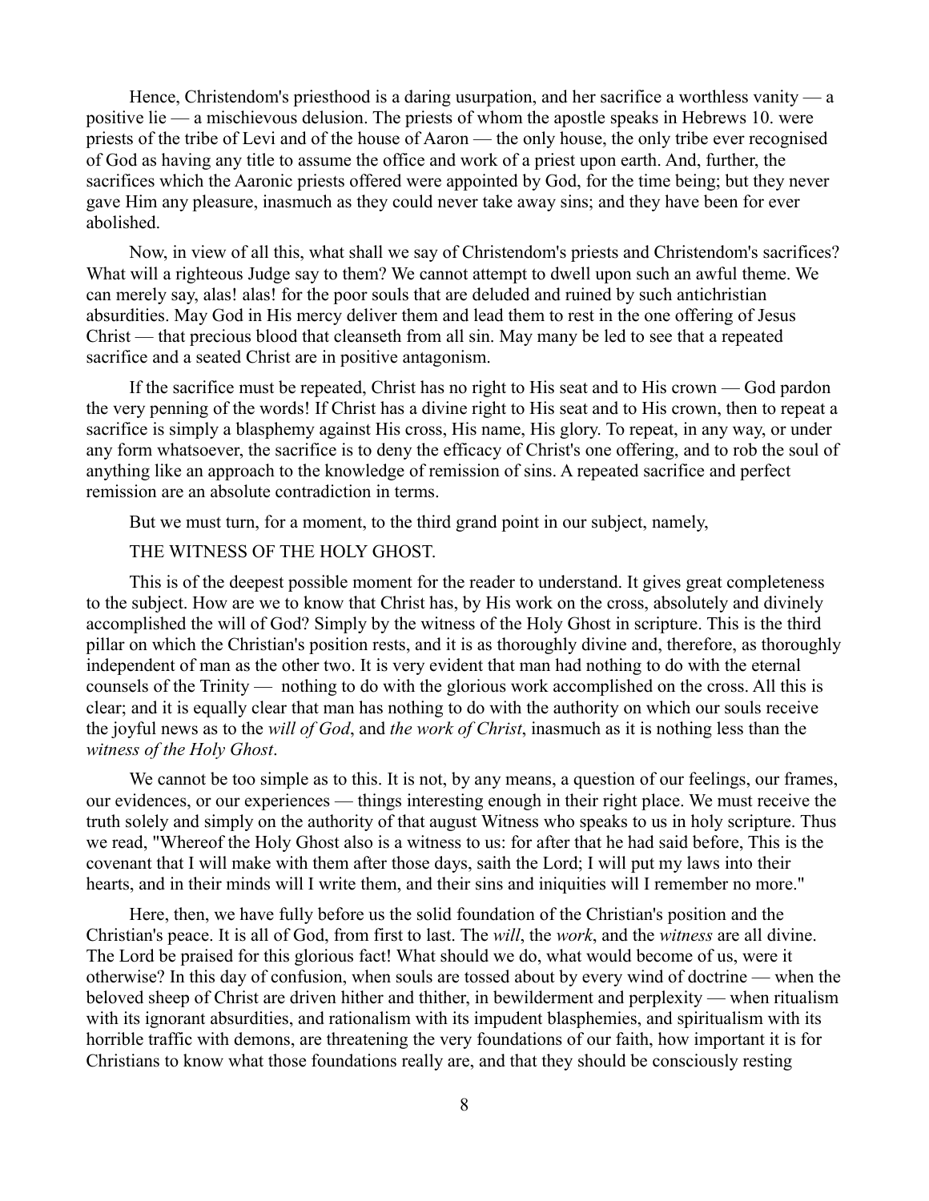Hence, Christendom's priesthood is a daring usurpation, and her sacrifice a worthless vanity — a positive lie — a mischievous delusion. The priests of whom the apostle speaks in Hebrews 10. were priests of the tribe of Levi and of the house of Aaron — the only house, the only tribe ever recognised of God as having any title to assume the office and work of a priest upon earth. And, further, the sacrifices which the Aaronic priests offered were appointed by God, for the time being; but they never gave Him any pleasure, inasmuch as they could never take away sins; and they have been for ever abolished.

Now, in view of all this, what shall we say of Christendom's priests and Christendom's sacrifices? What will a righteous Judge say to them? We cannot attempt to dwell upon such an awful theme. We can merely say, alas! alas! for the poor souls that are deluded and ruined by such antichristian absurdities. May God in His mercy deliver them and lead them to rest in the one offering of Jesus Christ — that precious blood that cleanseth from all sin. May many be led to see that a repeated sacrifice and a seated Christ are in positive antagonism.

If the sacrifice must be repeated, Christ has no right to His seat and to His crown — God pardon the very penning of the words! If Christ has a divine right to His seat and to His crown, then to repeat a sacrifice is simply a blasphemy against His cross, His name, His glory. To repeat, in any way, or under any form whatsoever, the sacrifice is to deny the efficacy of Christ's one offering, and to rob the soul of anything like an approach to the knowledge of remission of sins. A repeated sacrifice and perfect remission are an absolute contradiction in terms.

But we must turn, for a moment, to the third grand point in our subject, namely,

THE WITNESS OF THE HOLY GHOST.

This is of the deepest possible moment for the reader to understand. It gives great completeness to the subject. How are we to know that Christ has, by His work on the cross, absolutely and divinely accomplished the will of God? Simply by the witness of the Holy Ghost in scripture. This is the third pillar on which the Christian's position rests, and it is as thoroughly divine and, therefore, as thoroughly independent of man as the other two. It is very evident that man had nothing to do with the eternal counsels of the Trinity — nothing to do with the glorious work accomplished on the cross. All this is clear; and it is equally clear that man has nothing to do with the authority on which our souls receive the joyful news as to the *will of God*, and *the work of Christ*, inasmuch as it is nothing less than the *witness of the Holy Ghost*.

We cannot be too simple as to this. It is not, by any means, a question of our feelings, our frames, our evidences, or our experiences — things interesting enough in their right place. We must receive the truth solely and simply on the authority of that august Witness who speaks to us in holy scripture. Thus we read, "Whereof the Holy Ghost also is a witness to us: for after that he had said before, This is the covenant that I will make with them after those days, saith the Lord; I will put my laws into their hearts, and in their minds will I write them, and their sins and iniquities will I remember no more."

Here, then, we have fully before us the solid foundation of the Christian's position and the Christian's peace. It is all of God, from first to last. The *will*, the *work*, and the *witness* are all divine. The Lord be praised for this glorious fact! What should we do, what would become of us, were it otherwise? In this day of confusion, when souls are tossed about by every wind of doctrine — when the beloved sheep of Christ are driven hither and thither, in bewilderment and perplexity — when ritualism with its ignorant absurdities, and rationalism with its impudent blasphemies, and spiritualism with its horrible traffic with demons, are threatening the very foundations of our faith, how important it is for Christians to know what those foundations really are, and that they should be consciously resting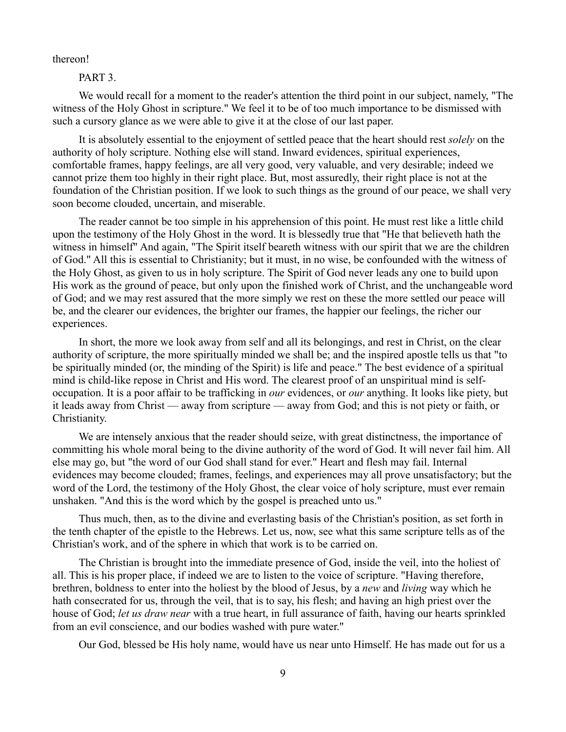thereon!

## PART 3.

We would recall for a moment to the reader's attention the third point in our subject, namely, "The witness of the Holy Ghost in scripture." We feel it to be of too much importance to be dismissed with such a cursory glance as we were able to give it at the close of our last paper.

It is absolutely essential to the enjoyment of settled peace that the heart should rest *solely* on the authority of holy scripture. Nothing else will stand. Inward evidences, spiritual experiences, comfortable frames, happy feelings, are all very good, very valuable, and very desirable; indeed we cannot prize them too highly in their right place. But, most assuredly, their right place is not at the foundation of the Christian position. If we look to such things as the ground of our peace, we shall very soon become clouded, uncertain, and miserable.

The reader cannot be too simple in his apprehension of this point. He must rest like a little child upon the testimony of the Holy Ghost in the word. It is blessedly true that "He that believeth hath the witness in himself" And again, "The Spirit itself beareth witness with our spirit that we are the children of God." All this is essential to Christianity; but it must, in no wise, be confounded with the witness of the Holy Ghost, as given to us in holy scripture. The Spirit of God never leads any one to build upon His work as the ground of peace, but only upon the finished work of Christ, and the unchangeable word of God; and we may rest assured that the more simply we rest on these the more settled our peace will be, and the clearer our evidences, the brighter our frames, the happier our feelings, the richer our experiences.

In short, the more we look away from self and all its belongings, and rest in Christ, on the clear authority of scripture, the more spiritually minded we shall be; and the inspired apostle tells us that "to be spiritually minded (or, the minding of the Spirit) is life and peace." The best evidence of a spiritual mind is child-like repose in Christ and His word. The clearest proof of an unspiritual mind is self-occupation. It is a poor affair to be trafficking in *our* evidences, or *our* anything. It looks like piety, but it leads away from Christ — away from scripture — away from God; and this is not piety or faith, or Christianity.

We are intensely anxious that the reader should seize, with great distinctness, the importance of committing his whole moral being to the divine authority of the word of God. It will never fail him. All else may go, but "the word of our God shall stand for ever." Heart and flesh may fail. Internal evidences may become clouded; frames, feelings, and experiences may all prove unsatisfactory; but the word of the Lord, the testimony of the Holy Ghost, the clear voice of holy scripture, must ever remain unshaken. "And this is the word which by the gospel is preached unto us."

Thus much, then, as to the divine and everlasting basis of the Christian's position, as set forth in the tenth chapter of the epistle to the Hebrews. Let us, now, see what this same scripture tells as of the Christian's work, and of the sphere in which that work is to be carried on.

The Christian is brought into the immediate presence of God, inside the veil, into the holiest of all. This is his proper place, if indeed we are to listen to the voice of scripture. "Having therefore, brethren, boldness to enter into the holiest by the blood of Jesus, by a *new* and *living* way which he hath consecrated for us, through the veil, that is to say, his flesh; and having an high priest over the house of God; *let us draw near* with a true heart, in full assurance of faith, having our hearts sprinkled from an evil conscience, and our bodies washed with pure water."

Our God, blessed be His holy name, would have us near unto Himself. He has made out for us a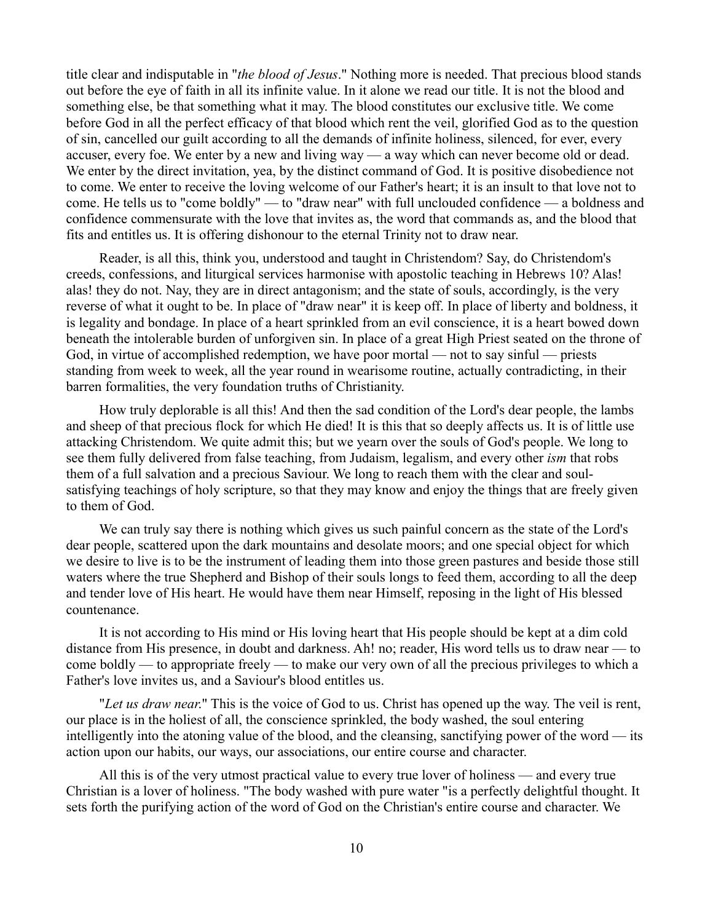title clear and indisputable in "*the blood of Jesus*." Nothing more is needed. That precious blood stands out before the eye of faith in all its infinite value. In it alone we read our title. It is not the blood and something else, be that something what it may. The blood constitutes our exclusive title. We come before God in all the perfect efficacy of that blood which rent the veil, glorified God as to the question of sin, cancelled our guilt according to all the demands of infinite holiness, silenced, for ever, every accuser, every foe. We enter by a new and living way — a way which can never become old or dead. We enter by the direct invitation, yea, by the distinct command of God. It is positive disobedience not to come. We enter to receive the loving welcome of our Father's heart; it is an insult to that love not to come. He tells us to "come boldly" — to "draw near" with full unclouded confidence — a boldness and confidence commensurate with the love that invites as, the word that commands as, and the blood that fits and entitles us. It is offering dishonour to the eternal Trinity not to draw near.

Reader, is all this, think you, understood and taught in Christendom? Say, do Christendom's creeds, confessions, and liturgical services harmonise with apostolic teaching in Hebrews 10? Alas! alas! they do not. Nay, they are in direct antagonism; and the state of souls, accordingly, is the very reverse of what it ought to be. In place of "draw near" it is keep off. In place of liberty and boldness, it is legality and bondage. In place of a heart sprinkled from an evil conscience, it is a heart bowed down beneath the intolerable burden of unforgiven sin. In place of a great High Priest seated on the throne of God, in virtue of accomplished redemption, we have poor mortal — not to say sinful — priests standing from week to week, all the year round in wearisome routine, actually contradicting, in their barren formalities, the very foundation truths of Christianity.

How truly deplorable is all this! And then the sad condition of the Lord's dear people, the lambs and sheep of that precious flock for which He died! It is this that so deeply affects us. It is of little use attacking Christendom. We quite admit this; but we yearn over the souls of God's people. We long to see them fully delivered from false teaching, from Judaism, legalism, and every other *ism* that robs them of a full salvation and a precious Saviour. We long to reach them with the clear and soul-satisfying teachings of holy scripture, so that they may know and enjoy the things that are freely given to them of God.

We can truly say there is nothing which gives us such painful concern as the state of the Lord's dear people, scattered upon the dark mountains and desolate moors; and one special object for which we desire to live is to be the instrument of leading them into those green pastures and beside those still waters where the true Shepherd and Bishop of their souls longs to feed them, according to all the deep and tender love of His heart. He would have them near Himself, reposing in the light of His blessed countenance.

It is not according to His mind or His loving heart that His people should be kept at a dim cold distance from His presence, in doubt and darkness. Ah! no; reader, His word tells us to draw near — to come boldly — to appropriate freely — to make our very own of all the precious privileges to which a Father's love invites us, and a Saviour's blood entitles us.

"*Let us draw near.*" This is the voice of God to us. Christ has opened up the way. The veil is rent, our place is in the holiest of all, the conscience sprinkled, the body washed, the soul entering intelligently into the atoning value of the blood, and the cleansing, sanctifying power of the word — its action upon our habits, our ways, our associations, our entire course and character.

All this is of the very utmost practical value to every true lover of holiness — and every true Christian is a lover of holiness. "The body washed with pure water "is a perfectly delightful thought. It sets forth the purifying action of the word of God on the Christian's entire course and character. We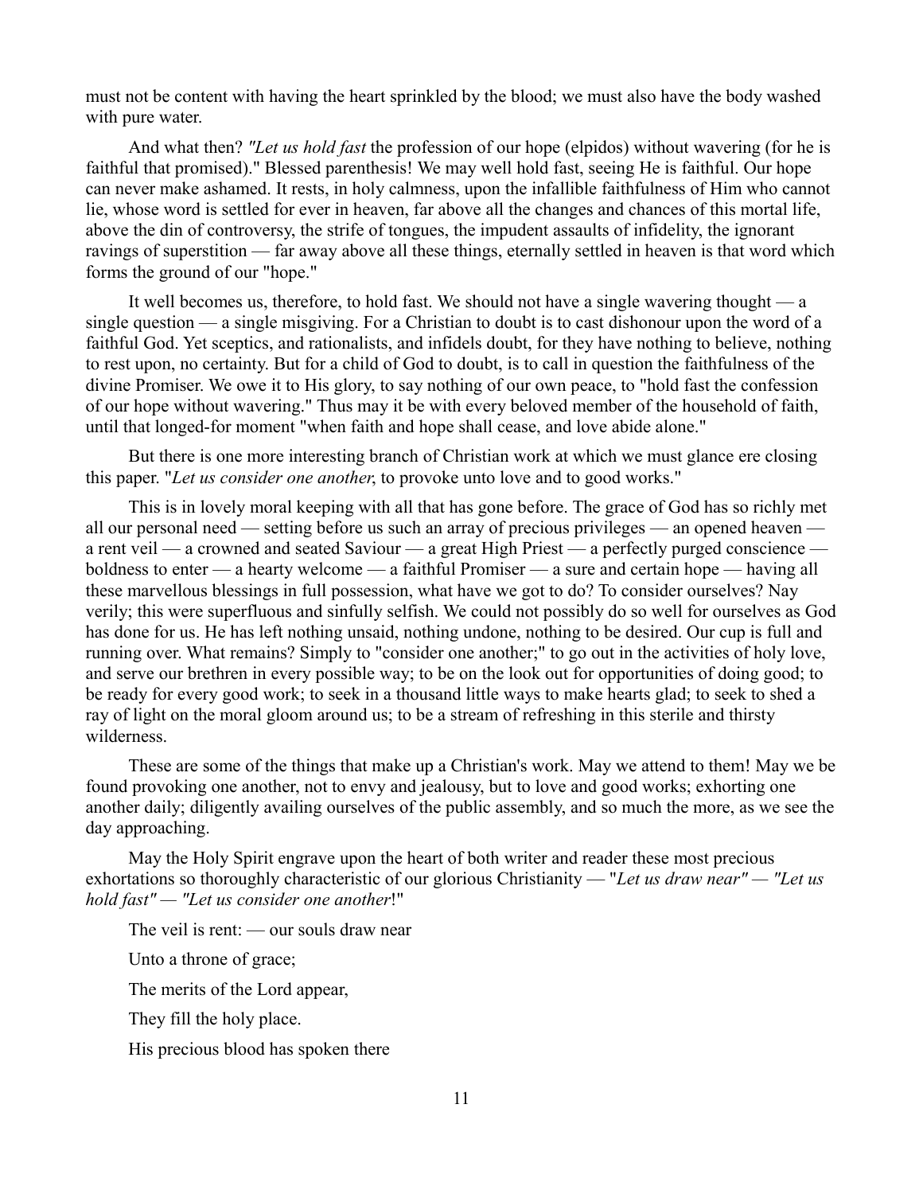must not be content with having the heart sprinkled by the blood; we must also have the body washed with pure water.

And what then? *"Let us hold fast* the profession of our hope (elpidos) without wavering (for he is faithful that promised)." Blessed parenthesis! We may well hold fast, seeing He is faithful. Our hope can never make ashamed. It rests, in holy calmness, upon the infallible faithfulness of Him who cannot lie, whose word is settled for ever in heaven, far above all the changes and chances of this mortal life, above the din of controversy, the strife of tongues, the impudent assaults of infidelity, the ignorant ravings of superstition — far away above all these things, eternally settled in heaven is that word which forms the ground of our "hope."

It well becomes us, therefore, to hold fast. We should not have a single wavering thought — a single question — a single misgiving. For a Christian to doubt is to cast dishonour upon the word of a faithful God. Yet sceptics, and rationalists, and infidels doubt, for they have nothing to believe, nothing to rest upon, no certainty. But for a child of God to doubt, is to call in question the faithfulness of the divine Promiser. We owe it to His glory, to say nothing of our own peace, to "hold fast the confession of our hope without wavering." Thus may it be with every beloved member of the household of faith, until that longed-for moment "when faith and hope shall cease, and love abide alone."

But there is one more interesting branch of Christian work at which we must glance ere closing this paper. "*Let us consider one another*, to provoke unto love and to good works."

This is in lovely moral keeping with all that has gone before. The grace of God has so richly met all our personal need — setting before us such an array of precious privileges — an opened heaven — a rent veil — a crowned and seated Saviour — a great High Priest — a perfectly purged conscience — boldness to enter — a hearty welcome — a faithful Promiser — a sure and certain hope — having all these marvellous blessings in full possession, what have we got to do? To consider ourselves? Nay verily; this were superfluous and sinfully selfish. We could not possibly do so well for ourselves as God has done for us. He has left nothing unsaid, nothing undone, nothing to be desired. Our cup is full and running over. What remains? Simply to "consider one another;" to go out in the activities of holy love, and serve our brethren in every possible way; to be on the look out for opportunities of doing good; to be ready for every good work; to seek in a thousand little ways to make hearts glad; to seek to shed a ray of light on the moral gloom around us; to be a stream of refreshing in this sterile and thirsty wilderness.

These are some of the things that make up a Christian's work. May we attend to them! May we be found provoking one another, not to envy and jealousy, but to love and good works; exhorting one another daily; diligently availing ourselves of the public assembly, and so much the more, as we see the day approaching.

May the Holy Spirit engrave upon the heart of both writer and reader these most precious exhortations so thoroughly characteristic of our glorious Christianity — "*Let us draw near" — "Let us hold fast" — "Let us consider one another*!"

The veil is rent: — our souls draw near

Unto a throne of grace;

The merits of the Lord appear,

They fill the holy place.

His precious blood has spoken there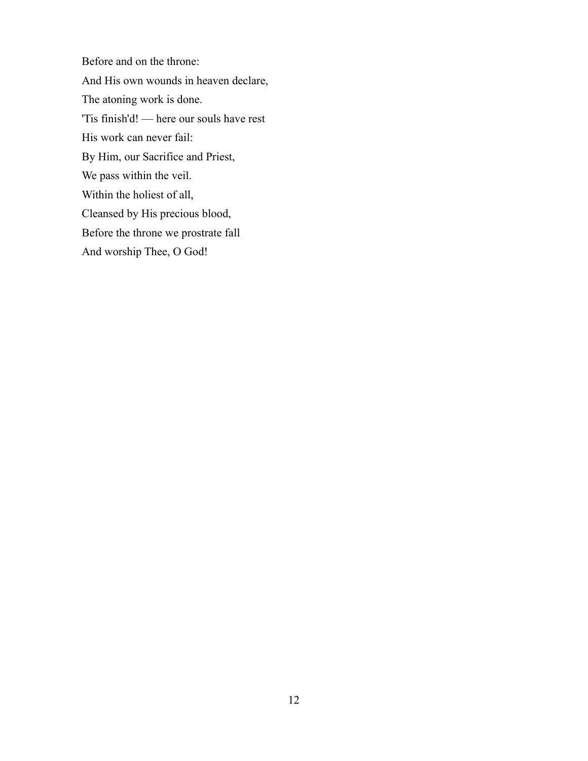Before and on the throne:  
And His own wounds in heaven declare,  
The atoning work is done.  
'Tis finish'd! — here our souls have rest  
His work can never fail:  
By Him, our Sacrifice and Priest,  
We pass within the veil.  
Within the holiest of all,  
Cleansed by His precious blood,  
Before the throne we prostrate fall  
And worship Thee, O God!